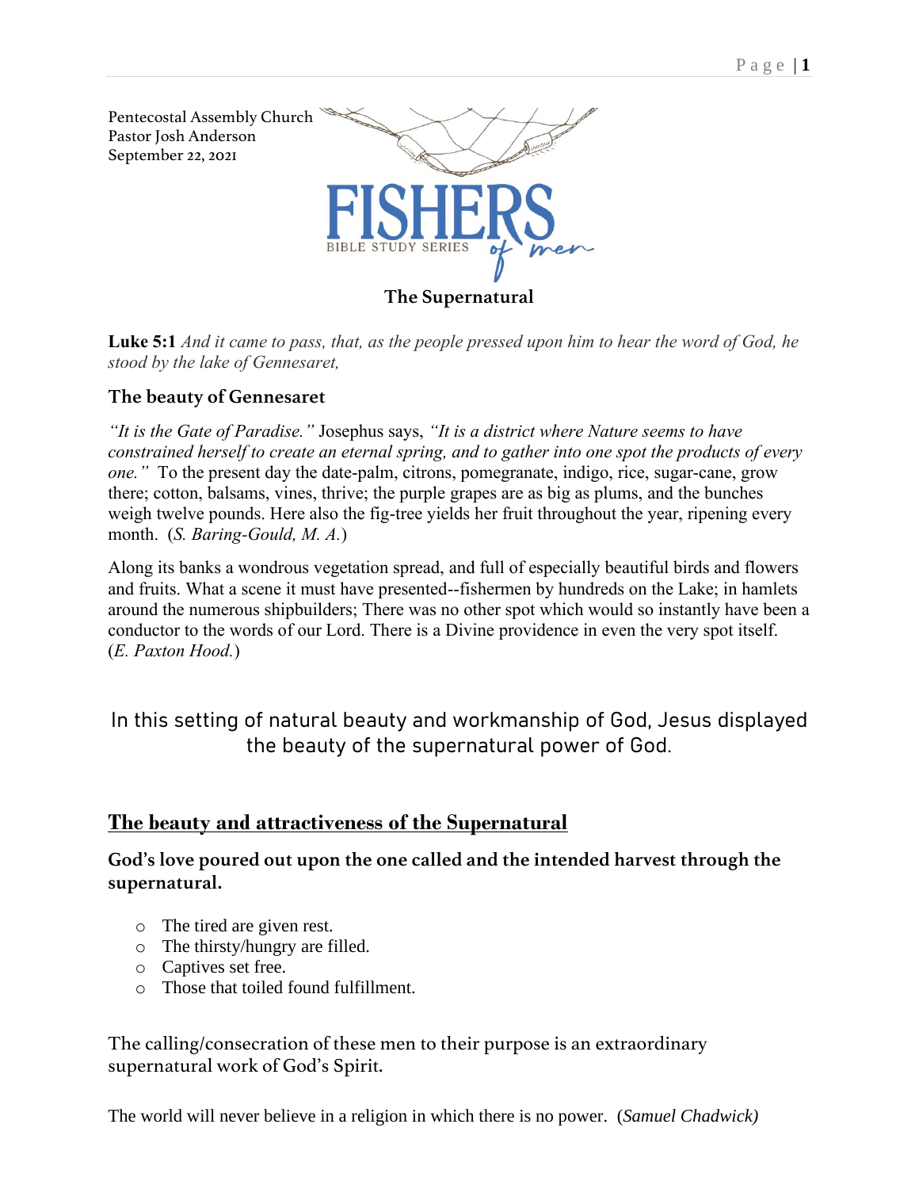Pentecostal Assembly Church
Pastor Josh Anderson
September 22, 2021

# FISHERS of men

BIBLE STUDY SERIES

## The Supernatural

**Luke 5:1** *And it came to pass, that, as the people pressed upon him to hear the word of God, he stood by the lake of Gennesaret,*

### The beauty of Gennesaret

*"It is the Gate of Paradise."* Josephus says, *"It is a district where Nature seems to have constrained herself to create an eternal spring, and to gather into one spot the products of every one."* To the present day the date-palm, citrons, pomegranate, indigo, rice, sugar-cane, grow there; cotton, balsams, vines, thrive; the purple grapes are as big as plums, and the bunches weigh twelve pounds. Here also the fig-tree yields her fruit throughout the year, ripening every month. (*S. Baring-Gould, M. A.*)

Along its banks a wondrous vegetation spread, and full of especially beautiful birds and flowers and fruits. What a scene it must have presented--fishermen by hundreds on the Lake; in hamlets around the numerous shipbuilders; There was no other spot which would so instantly have been a conductor to the words of our Lord. There is a Divine providence in even the very spot itself. (*E. Paxton Hood.*)

In this setting of natural beauty and workmanship of God, Jesus displayed the beauty of the supernatural power of God.

## The beauty and attractiveness of the Supernatural

### God's love poured out upon the one called and the intended harvest through the supernatural.

- The tired are given rest.
- The thirsty/hungry are filled.
- Captives set free.
- Those that toiled found fulfillment.

The calling/consecration of these men to their purpose is an extraordinary supernatural work of God's Spirit.

The world will never believe in a religion in which there is no power. (*Samuel Chadwick)*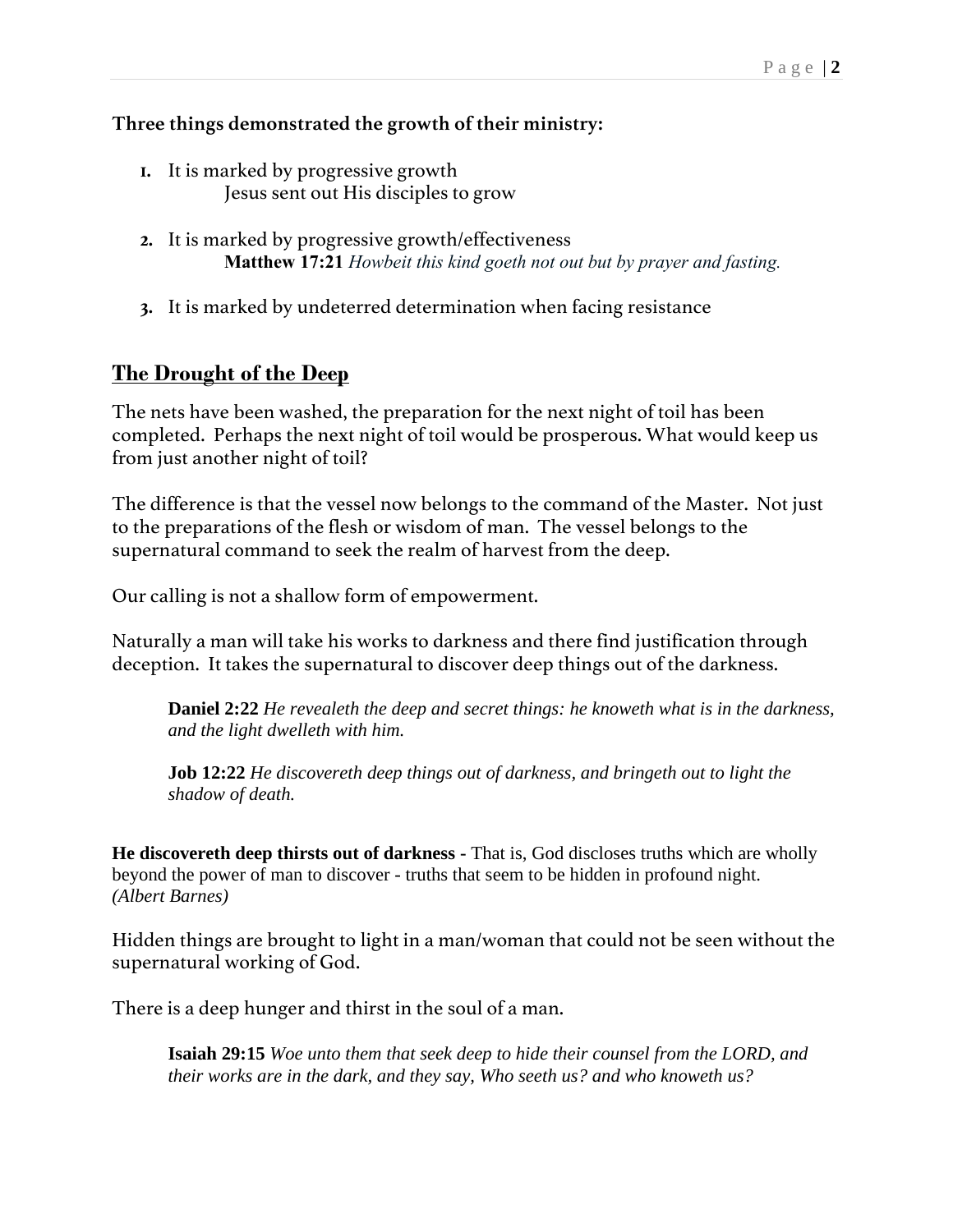**Three things demonstrated the growth of their ministry:**

1. It is marked by progressive growth
   Jesus sent out His disciples to grow

2. It is marked by progressive growth/effectiveness
   **Matthew 17:21** *Howbeit this kind goeth not out but by prayer and fasting.*

3. It is marked by undeterred determination when facing resistance

## The Drought of the Deep

The nets have been washed, the preparation for the next night of toil has been completed. Perhaps the next night of toil would be prosperous. What would keep us from just another night of toil?

The difference is that the vessel now belongs to the command of the Master. Not just to the preparations of the flesh or wisdom of man. The vessel belongs to the supernatural command to seek the realm of harvest from the deep.

Our calling is not a shallow form of empowerment.

Naturally a man will take his works to darkness and there find justification through deception. It takes the supernatural to discover deep things out of the darkness.

> **Daniel 2:22** *He revealeth the deep and secret things: he knoweth what is in the darkness, and the light dwelleth with him.*
>
> **Job 12:22** *He discovereth deep things out of darkness, and bringeth out to light the shadow of death.*

**He discovereth deep thirsts out of darkness -** That is, God discloses truths which are wholly beyond the power of man to discover - truths that seem to be hidden in profound night. *(Albert Barnes)*

Hidden things are brought to light in a man/woman that could not be seen without the supernatural working of God.

There is a deep hunger and thirst in the soul of a man.

> **Isaiah 29:15** *Woe unto them that seek deep to hide their counsel from the LORD, and their works are in the dark, and they say, Who seeth us? and who knoweth us?*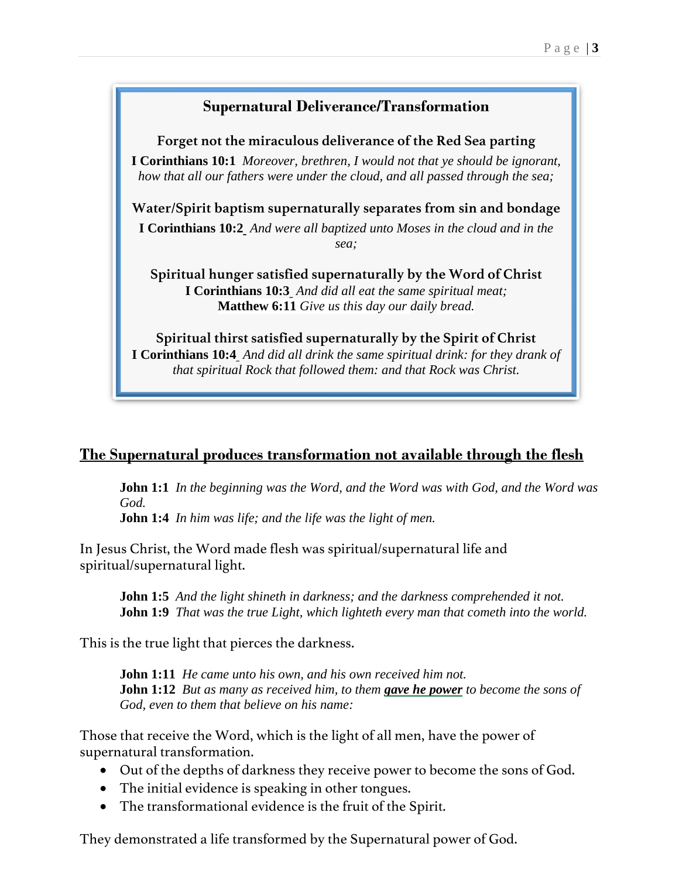## Supernatural Deliverance/Transformation

**Forget not the miraculous deliverance of the Red Sea parting**

**I Corinthians 10:1** *Moreover, brethren, I would not that ye should be ignorant, how that all our fathers were under the cloud, and all passed through the sea;*

**Water/Spirit baptism supernaturally separates from sin and bondage**

**I Corinthians 10:2** *And were all baptized unto Moses in the cloud and in the sea;*

**Spiritual hunger satisfied supernaturally by the Word of Christ**

**I Corinthians 10:3** *And did all eat the same spiritual meat;*
**Matthew 6:11** *Give us this day our daily bread.*

**Spiritual thirst satisfied supernaturally by the Spirit of Christ**

**I Corinthians 10:4** *And did all drink the same spiritual drink: for they drank of that spiritual Rock that followed them: and that Rock was Christ.*

## The Supernatural produces transformation not available through the flesh

> **John 1:1** *In the beginning was the Word, and the Word was with God, and the Word was God.*
> **John 1:4** *In him was life; and the life was the light of men.*

In Jesus Christ, the Word made flesh was spiritual/supernatural life and spiritual/supernatural light.

> **John 1:5** *And the light shineth in darkness; and the darkness comprehended it not.*
> **John 1:9** *That was the true Light, which lighteth every man that cometh into the world.*

This is the true light that pierces the darkness.

> **John 1:11** *He came unto his own, and his own received him not.*
> **John 1:12** *But as many as received him, to them **gave he power** to become the sons of God, even to them that believe on his name:*

Those that receive the Word, which is the light of all men, have the power of supernatural transformation.

- Out of the depths of darkness they receive power to become the sons of God.
- The initial evidence is speaking in other tongues.
- The transformational evidence is the fruit of the Spirit.

They demonstrated a life transformed by the Supernatural power of God.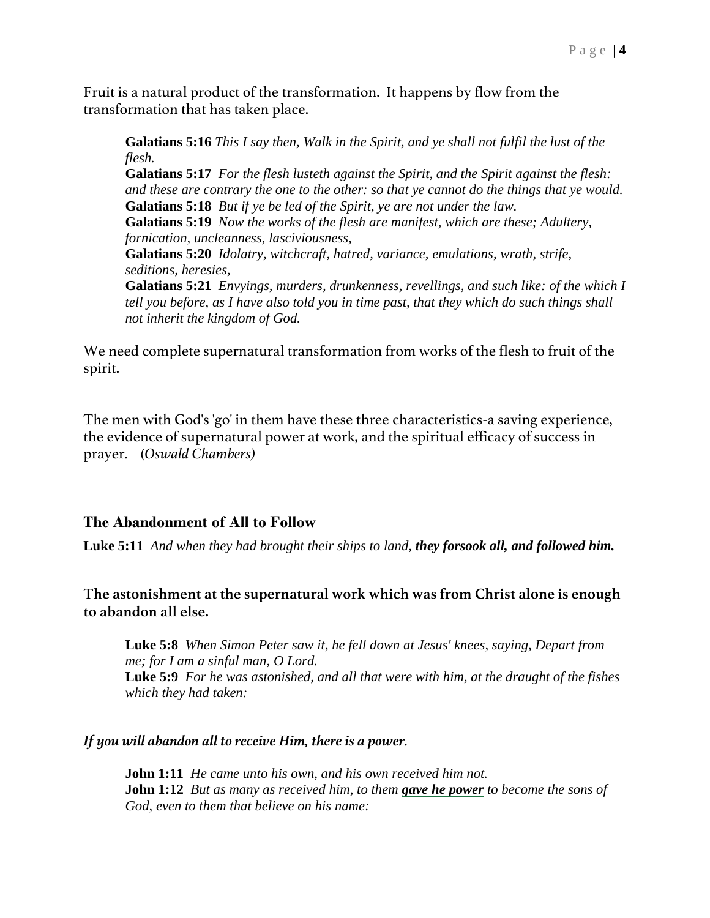Fruit is a natural product of the transformation. It happens by flow from the transformation that has taken place.

> **Galatians 5:16** *This I say then, Walk in the Spirit, and ye shall not fulfil the lust of the flesh.*
> **Galatians 5:17** *For the flesh lusteth against the Spirit, and the Spirit against the flesh: and these are contrary the one to the other: so that ye cannot do the things that ye would.*
> **Galatians 5:18** *But if ye be led of the Spirit, ye are not under the law.*
> **Galatians 5:19** *Now the works of the flesh are manifest, which are these; Adultery, fornication, uncleanness, lasciviousness,*
> **Galatians 5:20** *Idolatry, witchcraft, hatred, variance, emulations, wrath, strife, seditions, heresies,*
> **Galatians 5:21** *Envyings, murders, drunkenness, revellings, and such like: of the which I tell you before, as I have also told you in time past, that they which do such things shall not inherit the kingdom of God.*

We need complete supernatural transformation from works of the flesh to fruit of the spirit.

The men with God's 'go' in them have these three characteristics-a saving experience, the evidence of supernatural power at work, and the spiritual efficacy of success in prayer. (*Oswald Chambers)*

## The Abandonment of All to Follow

**Luke 5:11** *And when they had brought their ships to land, **they forsook all, and followed him.***

### The astonishment at the supernatural work which was from Christ alone is enough to abandon all else.

> **Luke 5:8** *When Simon Peter saw it, he fell down at Jesus' knees, saying, Depart from me; for I am a sinful man, O Lord.*
> **Luke 5:9** *For he was astonished, and all that were with him, at the draught of the fishes which they had taken:*

***If you will abandon all to receive Him, there is a power.***

> **John 1:11** *He came unto his own, and his own received him not.*
> **John 1:12** *But as many as received him, to them **gave he power** to become the sons of God, even to them that believe on his name:*